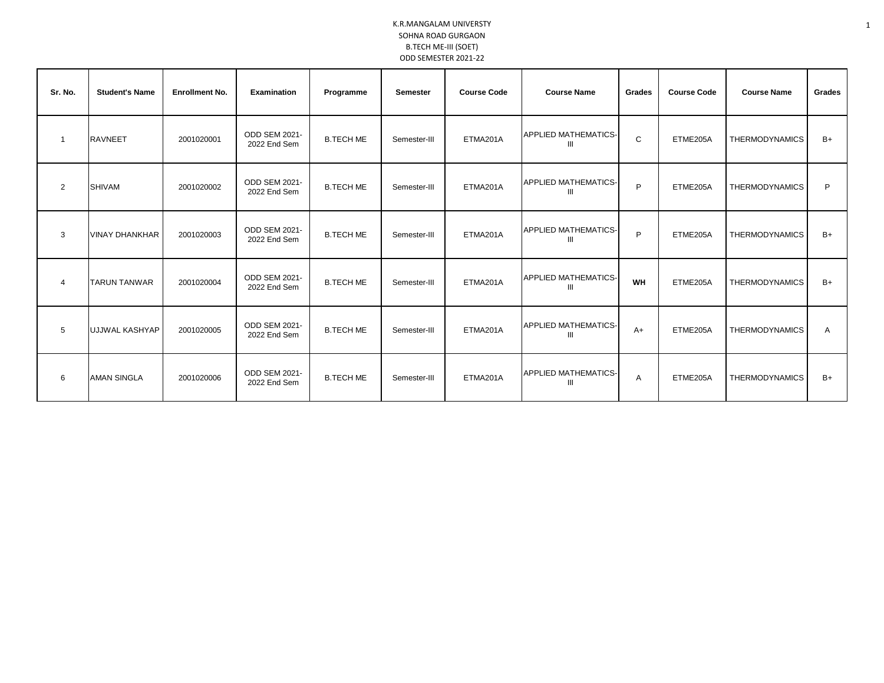K.R.MANGALAM UNIVERSTY
SOHNA ROAD GURGAON
B.TECH ME-III (SOET)
ODD SEMESTER 2021-22

| Sr. No. | Student's Name | Enrollment No. | Examination | Programme | Semester | Course Code | Course Name | Grades | Course Code | Course Name | Grades |
|---|---|---|---|---|---|---|---|---|---|---|---|
| 1 | RAVNEET | 2001020001 | ODD SEM 2021-2022 End Sem | B.TECH ME | Semester-III | ETMA201A | APPLIED MATHEMATICS-III | C | ETME205A | THERMODYNAMICS | B+ |
| 2 | SHIVAM | 2001020002 | ODD SEM 2021-2022 End Sem | B.TECH ME | Semester-III | ETMA201A | APPLIED MATHEMATICS-III | P | ETME205A | THERMODYNAMICS | P |
| 3 | VINAY DHANKHAR | 2001020003 | ODD SEM 2021-2022 End Sem | B.TECH ME | Semester-III | ETMA201A | APPLIED MATHEMATICS-III | P | ETME205A | THERMODYNAMICS | B+ |
| 4 | TARUN TANWAR | 2001020004 | ODD SEM 2021-2022 End Sem | B.TECH ME | Semester-III | ETMA201A | APPLIED MATHEMATICS-III | **WH** | ETME205A | THERMODYNAMICS | B+ |
| 5 | UJJWAL KASHYAP | 2001020005 | ODD SEM 2021-2022 End Sem | B.TECH ME | Semester-III | ETMA201A | APPLIED MATHEMATICS-III | A+ | ETME205A | THERMODYNAMICS | A |
| 6 | AMAN SINGLA | 2001020006 | ODD SEM 2021-2022 End Sem | B.TECH ME | Semester-III | ETMA201A | APPLIED MATHEMATICS-III | A | ETME205A | THERMODYNAMICS | B+ |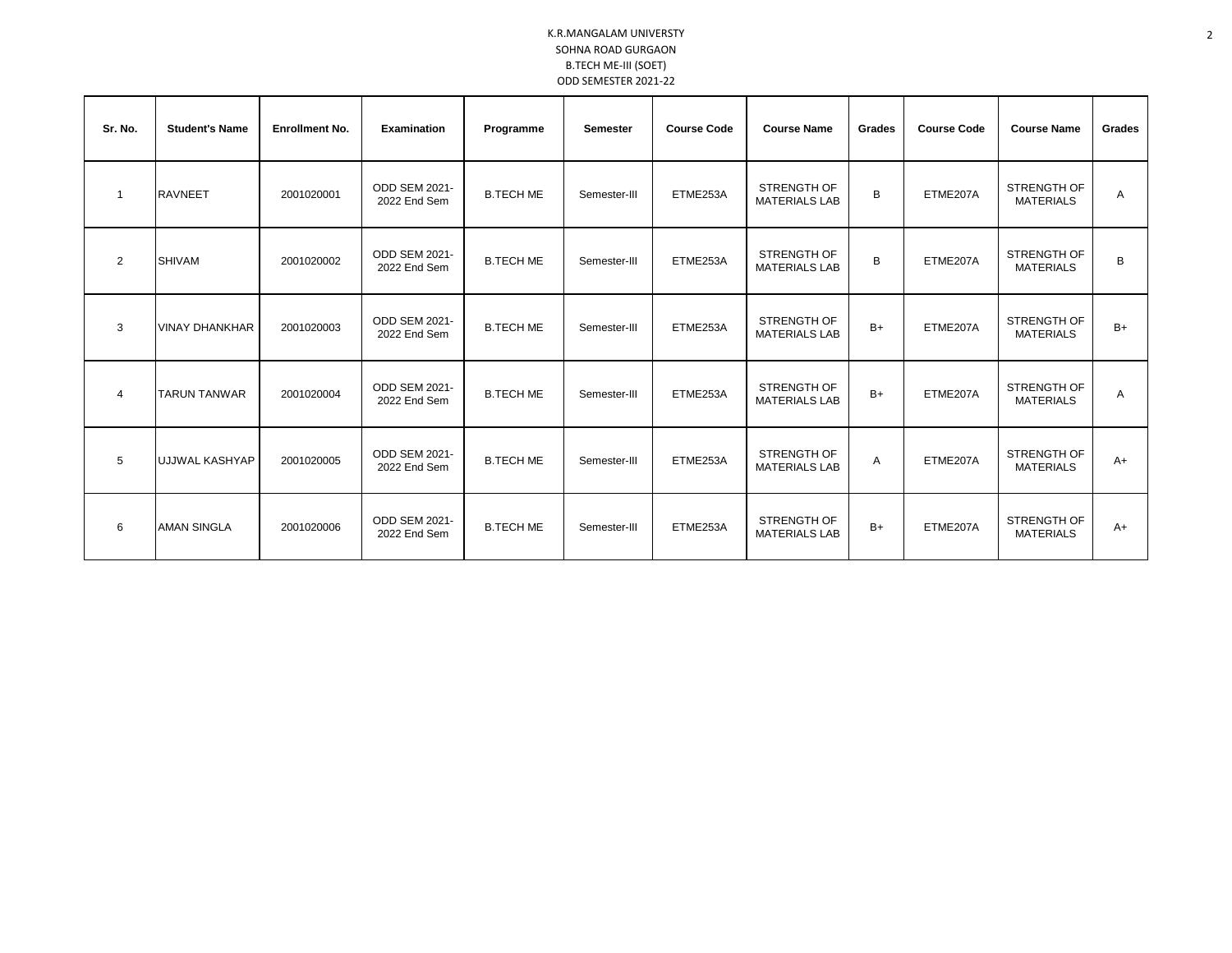K.R.MANGALAM UNIVERSTY
SOHNA ROAD GURGAON
B.TECH ME-III (SOET)
ODD SEMESTER 2021-22

| Sr. No. | Student's Name | Enrollment No. | Examination | Programme | Semester | Course Code | Course Name | Grades | Course Code | Course Name | Grades |
|---|---|---|---|---|---|---|---|---|---|---|---|
| 1 | RAVNEET | 2001020001 | ODD SEM 2021-2022 End Sem | B.TECH ME | Semester-III | ETME253A | STRENGTH OF MATERIALS LAB | B | ETME207A | STRENGTH OF MATERIALS | A |
| 2 | SHIVAM | 2001020002 | ODD SEM 2021-2022 End Sem | B.TECH ME | Semester-III | ETME253A | STRENGTH OF MATERIALS LAB | B | ETME207A | STRENGTH OF MATERIALS | B |
| 3 | VINAY DHANKHAR | 2001020003 | ODD SEM 2021-2022 End Sem | B.TECH ME | Semester-III | ETME253A | STRENGTH OF MATERIALS LAB | B+ | ETME207A | STRENGTH OF MATERIALS | B+ |
| 4 | TARUN TANWAR | 2001020004 | ODD SEM 2021-2022 End Sem | B.TECH ME | Semester-III | ETME253A | STRENGTH OF MATERIALS LAB | B+ | ETME207A | STRENGTH OF MATERIALS | A |
| 5 | UJJWAL KASHYAP | 2001020005 | ODD SEM 2021-2022 End Sem | B.TECH ME | Semester-III | ETME253A | STRENGTH OF MATERIALS LAB | A | ETME207A | STRENGTH OF MATERIALS | A+ |
| 6 | AMAN SINGLA | 2001020006 | ODD SEM 2021-2022 End Sem | B.TECH ME | Semester-III | ETME253A | STRENGTH OF MATERIALS LAB | B+ | ETME207A | STRENGTH OF MATERIALS | A+ |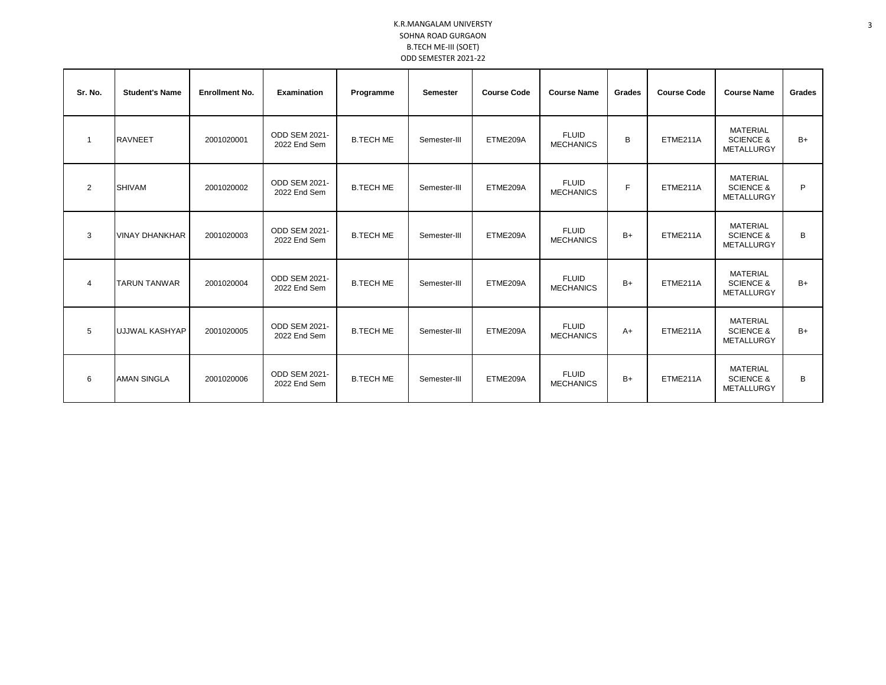K.R.MANGALAM UNIVERSTY

SOHNA ROAD GURGAON

B.TECH ME-III (SOET)

ODD SEMESTER 2021-22

| Sr. No. | Student's Name | Enrollment No. | Examination | Programme | Semester | Course Code | Course Name | Grades | Course Code | Course Name | Grades |
|---|---|---|---|---|---|---|---|---|---|---|---|
| 1 | RAVNEET | 2001020001 | ODD SEM 2021-2022 End Sem | B.TECH ME | Semester-III | ETME209A | FLUID MECHANICS | B | ETME211A | MATERIAL SCIENCE & METALLURGY | B+ |
| 2 | SHIVAM | 2001020002 | ODD SEM 2021-2022 End Sem | B.TECH ME | Semester-III | ETME209A | FLUID MECHANICS | F | ETME211A | MATERIAL SCIENCE & METALLURGY | P |
| 3 | VINAY DHANKHAR | 2001020003 | ODD SEM 2021-2022 End Sem | B.TECH ME | Semester-III | ETME209A | FLUID MECHANICS | B+ | ETME211A | MATERIAL SCIENCE & METALLURGY | B |
| 4 | TARUN TANWAR | 2001020004 | ODD SEM 2021-2022 End Sem | B.TECH ME | Semester-III | ETME209A | FLUID MECHANICS | B+ | ETME211A | MATERIAL SCIENCE & METALLURGY | B+ |
| 5 | UJJWAL KASHYAP | 2001020005 | ODD SEM 2021-2022 End Sem | B.TECH ME | Semester-III | ETME209A | FLUID MECHANICS | A+ | ETME211A | MATERIAL SCIENCE & METALLURGY | B+ |
| 6 | AMAN SINGLA | 2001020006 | ODD SEM 2021-2022 End Sem | B.TECH ME | Semester-III | ETME209A | FLUID MECHANICS | B+ | ETME211A | MATERIAL SCIENCE & METALLURGY | B |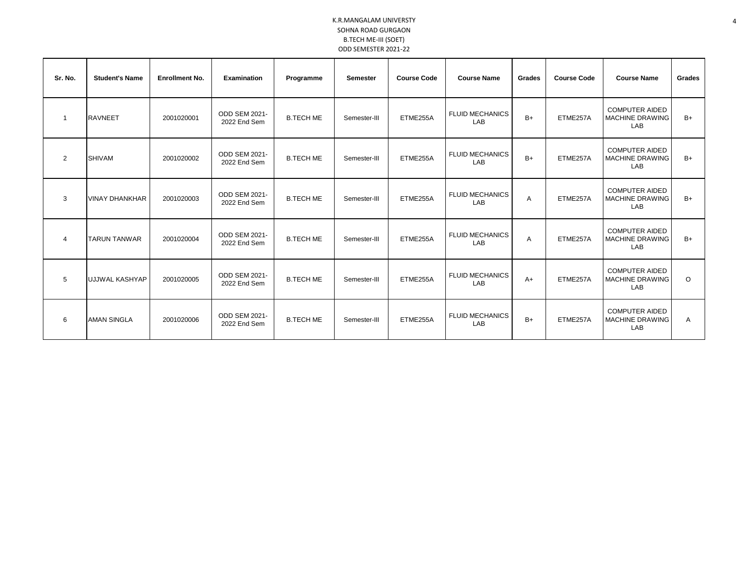K.R.MANGALAM UNIVERSTY
SOHNA ROAD GURGAON
B.TECH ME-III (SOET)
ODD SEMESTER 2021-22

| Sr. No. | Student's Name | Enrollment No. | Examination | Programme | Semester | Course Code | Course Name | Grades | Course Code | Course Name | Grades |
|---|---|---|---|---|---|---|---|---|---|---|---|
| 1 | RAVNEET | 2001020001 | ODD SEM 2021-2022 End Sem | B.TECH ME | Semester-III | ETME255A | FLUID MECHANICS LAB | B+ | ETME257A | COMPUTER AIDED MACHINE DRAWING LAB | B+ |
| 2 | SHIVAM | 2001020002 | ODD SEM 2021-2022 End Sem | B.TECH ME | Semester-III | ETME255A | FLUID MECHANICS LAB | B+ | ETME257A | COMPUTER AIDED MACHINE DRAWING LAB | B+ |
| 3 | VINAY DHANKHAR | 2001020003 | ODD SEM 2021-2022 End Sem | B.TECH ME | Semester-III | ETME255A | FLUID MECHANICS LAB | A | ETME257A | COMPUTER AIDED MACHINE DRAWING LAB | B+ |
| 4 | TARUN TANWAR | 2001020004 | ODD SEM 2021-2022 End Sem | B.TECH ME | Semester-III | ETME255A | FLUID MECHANICS LAB | A | ETME257A | COMPUTER AIDED MACHINE DRAWING LAB | B+ |
| 5 | UJJWAL KASHYAP | 2001020005 | ODD SEM 2021-2022 End Sem | B.TECH ME | Semester-III | ETME255A | FLUID MECHANICS LAB | A+ | ETME257A | COMPUTER AIDED MACHINE DRAWING LAB | O |
| 6 | AMAN SINGLA | 2001020006 | ODD SEM 2021-2022 End Sem | B.TECH ME | Semester-III | ETME255A | FLUID MECHANICS LAB | B+ | ETME257A | COMPUTER AIDED MACHINE DRAWING LAB | A |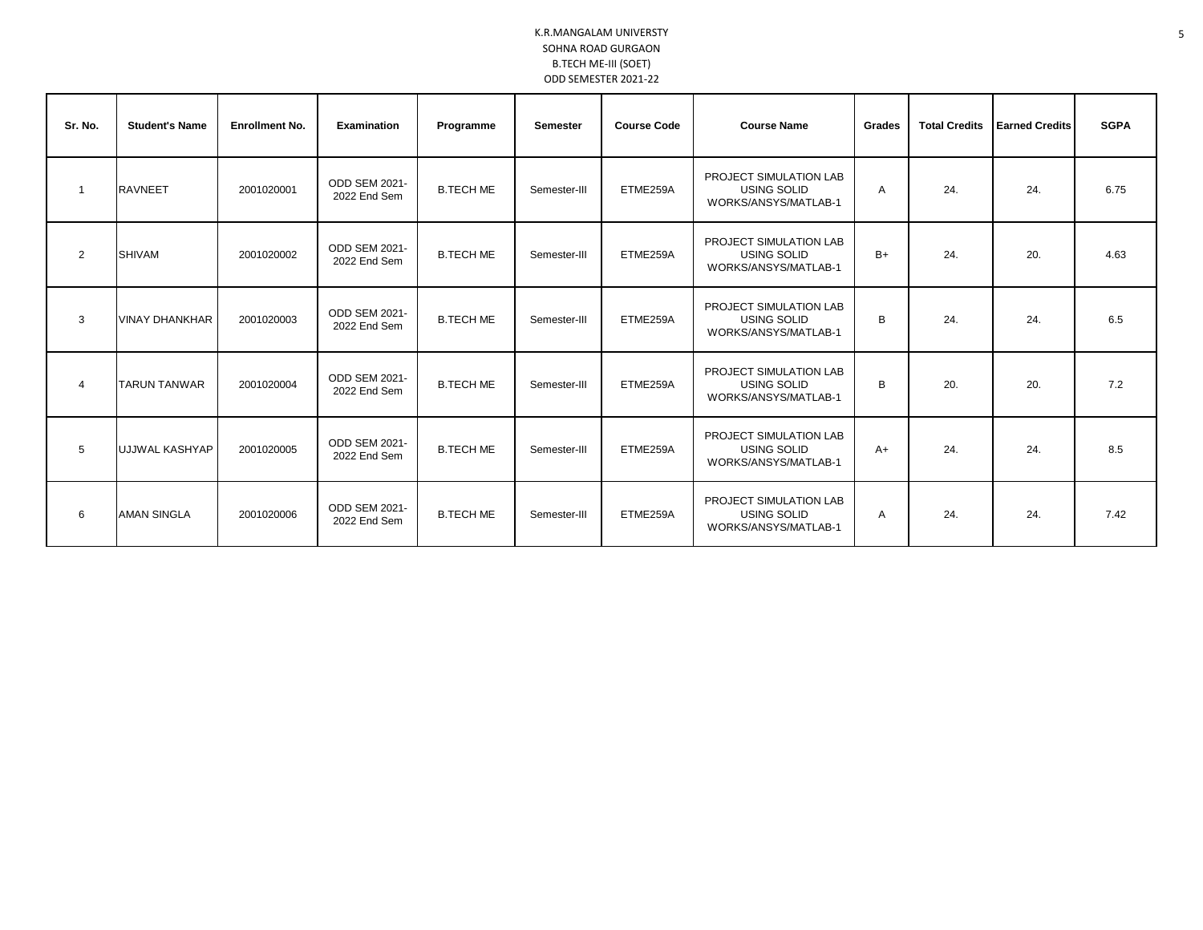K.R.MANGALAM UNIVERSTY
SOHNA ROAD GURGAON
B.TECH ME-III (SOET)
ODD SEMESTER 2021-22

| Sr. No. | Student's Name | Enrollment No. | Examination | Programme | Semester | Course Code | Course Name | Grades | Total Credits | Earned Credits | SGPA |
|---|---|---|---|---|---|---|---|---|---|---|---|
| 1 | RAVNEET | 2001020001 | ODD SEM 2021-2022 End Sem | B.TECH ME | Semester-III | ETME259A | PROJECT SIMULATION LAB USING SOLID WORKS/ANSYS/MATLAB-1 | A | 24. | 24. | 6.75 |
| 2 | SHIVAM | 2001020002 | ODD SEM 2021-2022 End Sem | B.TECH ME | Semester-III | ETME259A | PROJECT SIMULATION LAB USING SOLID WORKS/ANSYS/MATLAB-1 | B+ | 24. | 20. | 4.63 |
| 3 | VINAY DHANKHAR | 2001020003 | ODD SEM 2021-2022 End Sem | B.TECH ME | Semester-III | ETME259A | PROJECT SIMULATION LAB USING SOLID WORKS/ANSYS/MATLAB-1 | B | 24. | 24. | 6.5 |
| 4 | TARUN TANWAR | 2001020004 | ODD SEM 2021-2022 End Sem | B.TECH ME | Semester-III | ETME259A | PROJECT SIMULATION LAB USING SOLID WORKS/ANSYS/MATLAB-1 | B | 20. | 20. | 7.2 |
| 5 | UJJWAL KASHYAP | 2001020005 | ODD SEM 2021-2022 End Sem | B.TECH ME | Semester-III | ETME259A | PROJECT SIMULATION LAB USING SOLID WORKS/ANSYS/MATLAB-1 | A+ | 24. | 24. | 8.5 |
| 6 | AMAN SINGLA | 2001020006 | ODD SEM 2021-2022 End Sem | B.TECH ME | Semester-III | ETME259A | PROJECT SIMULATION LAB USING SOLID WORKS/ANSYS/MATLAB-1 | A | 24. | 24. | 7.42 |